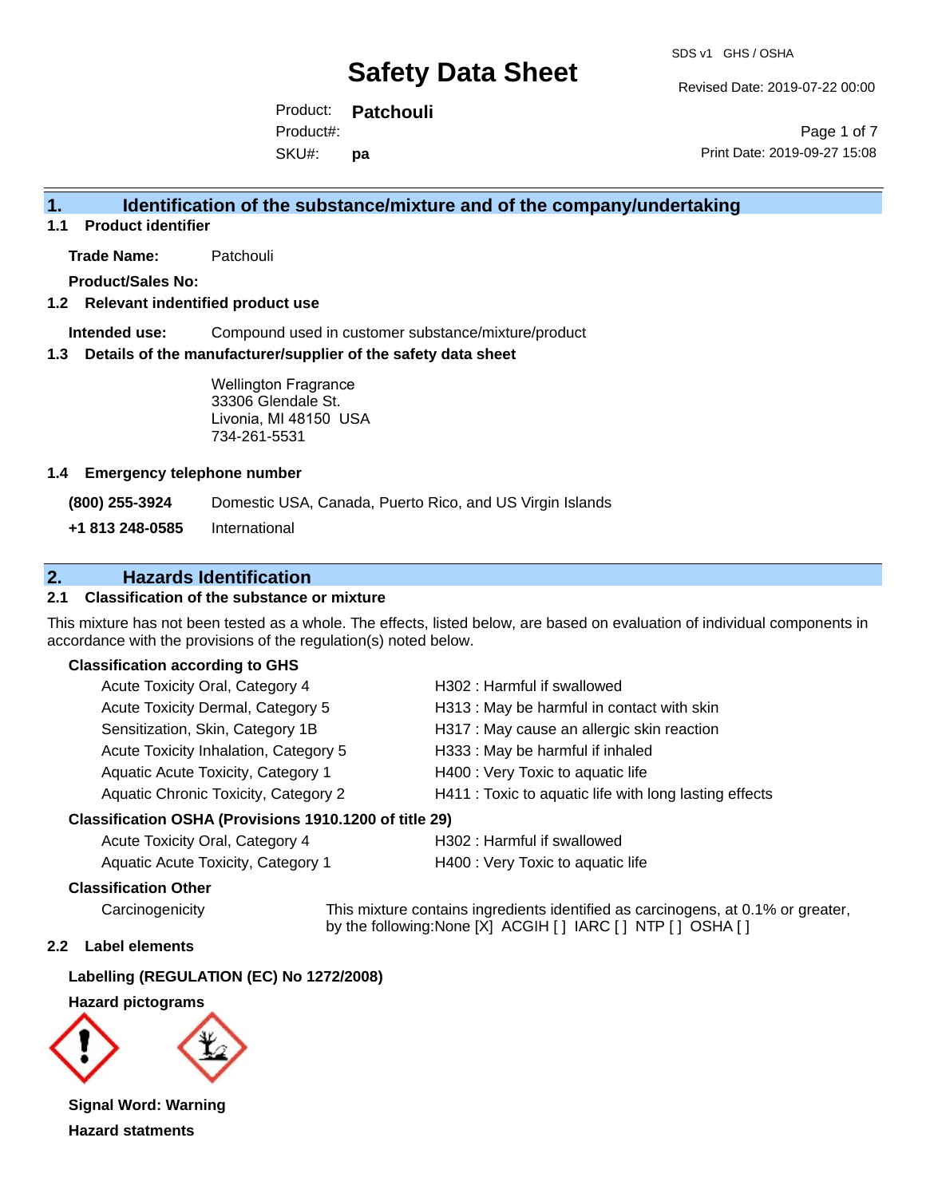# Safety Data Sheet

SDS v1 GHS / OSHA

Revised Date: 2019-07-22 00:00

Product: **Patchouli**
Product#:
SKU#: **pa**

Print Date: 2019-09-27 15:08

## 1. Identification of the substance/mixture and of the company/undertaking

### 1.1 Product identifier

**Trade Name:** Patchouli

**Product/Sales No:**

### 1.2 Relevant identified product use

**Intended use:** Compound used in customer substance/mixture/product

### 1.3 Details of the manufacturer/supplier of the safety data sheet

Wellington Fragrance
33306 Glendale St.
Livonia, MI 48150 USA
734-261-5531

### 1.4 Emergency telephone number

**(800) 255-3924** Domestic USA, Canada, Puerto Rico, and US Virgin Islands

**+1 813 248-0585** International

## 2. Hazards Identification

### 2.1 Classification of the substance or mixture

This mixture has not been tested as a whole. The effects, listed below, are based on evaluation of individual components in accordance with the provisions of the regulation(s) noted below.

**Classification according to GHS**

| | |
|---|---|
| Acute Toxicity Oral, Category 4 | H302 : Harmful if swallowed |
| Acute Toxicity Dermal, Category 5 | H313 : May be harmful in contact with skin |
| Sensitization, Skin, Category 1B | H317 : May cause an allergic skin reaction |
| Acute Toxicity Inhalation, Category 5 | H333 : May be harmful if inhaled |
| Aquatic Acute Toxicity, Category 1 | H400 : Very Toxic to aquatic life |
| Aquatic Chronic Toxicity, Category 2 | H411 : Toxic to aquatic life with long lasting effects |

**Classification OSHA (Provisions 1910.1200 of title 29)**

| | |
|---|---|
| Acute Toxicity Oral, Category 4 | H302 : Harmful if swallowed |
| Aquatic Acute Toxicity, Category 1 | H400 : Very Toxic to aquatic life |

**Classification Other**

Carcinogenicity: This mixture contains ingredients identified as carcinogens, at 0.1% or greater, by the following:None [X] ACGIH [ ] IARC [ ] NTP [ ] OSHA [ ]

### 2.2 Label elements

**Labelling (REGULATION (EC) No 1272/2008)**

**Hazard pictograms**

**Signal Word: Warning**

**Hazard statments**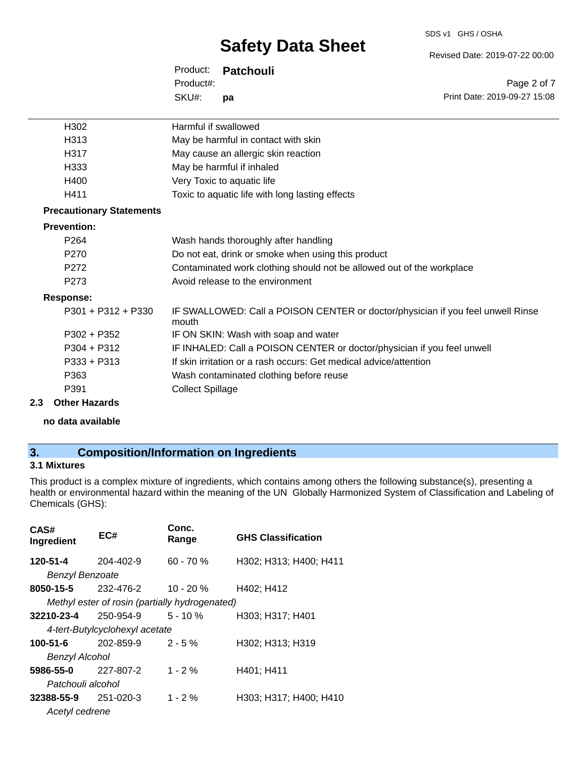| | |
|---|---|
| H302 | Harmful if swallowed |
| H313 | May be harmful in contact with skin |
| H317 | May cause an allergic skin reaction |
| H333 | May be harmful if inhaled |
| H400 | Very Toxic to aquatic life |
| H411 | Toxic to aquatic life with long lasting effects |

**Precautionary Statements**

**Prevention:**

| | |
|---|---|
| P264 | Wash hands thoroughly after handling |
| P270 | Do not eat, drink or smoke when using this product |
| P272 | Contaminated work clothing should not be allowed out of the workplace |
| P273 | Avoid release to the environment |

**Response:**

| | |
|---|---|
| P301 + P312 + P330 | IF SWALLOWED: Call a POISON CENTER or doctor/physician if you feel unwell Rinse mouth |
| P302 + P352 | IF ON SKIN: Wash with soap and water |
| P304 + P312 | IF INHALED: Call a POISON CENTER or doctor/physician if you feel unwell |
| P333 + P313 | If skin irritation or a rash occurs: Get medical advice/attention |
| P363 | Wash contaminated clothing before reuse |
| P391 | Collect Spillage |

### 2.3 Other Hazards

**no data available**

## 3. Composition/Information on Ingredients

### 3.1 Mixtures

This product is a complex mixture of ingredients, which contains among others the following substance(s), presenting a health or environmental hazard within the meaning of the UN Globally Harmonized System of Classification and Labeling of Chemicals (GHS):

| CAS# Ingredient | EC# | Conc. Range | GHS Classification |
|---|---|---|---|
| **120-51-4** | 204-402-9 | 60 - 70 % | H302; H313; H400; H411 |
| *Benzyl Benzoate* | | | |
| **8050-15-5** | 232-476-2 | 10 - 20 % | H402; H412 |
| *Methyl ester of rosin (partially hydrogenated)* | | | |
| **32210-23-4** | 250-954-9 | 5 - 10 % | H303; H317; H401 |
| *4-tert-Butylcyclohexyl acetate* | | | |
| **100-51-6** | 202-859-9 | 2 - 5 % | H302; H313; H319 |
| *Benzyl Alcohol* | | | |
| **5986-55-0** | 227-807-2 | 1 - 2 % | H401; H411 |
| *Patchouli alcohol* | | | |
| **32388-55-9** | 251-020-3 | 1 - 2 % | H303; H317; H400; H410 |
| *Acetyl cedrene* | | | |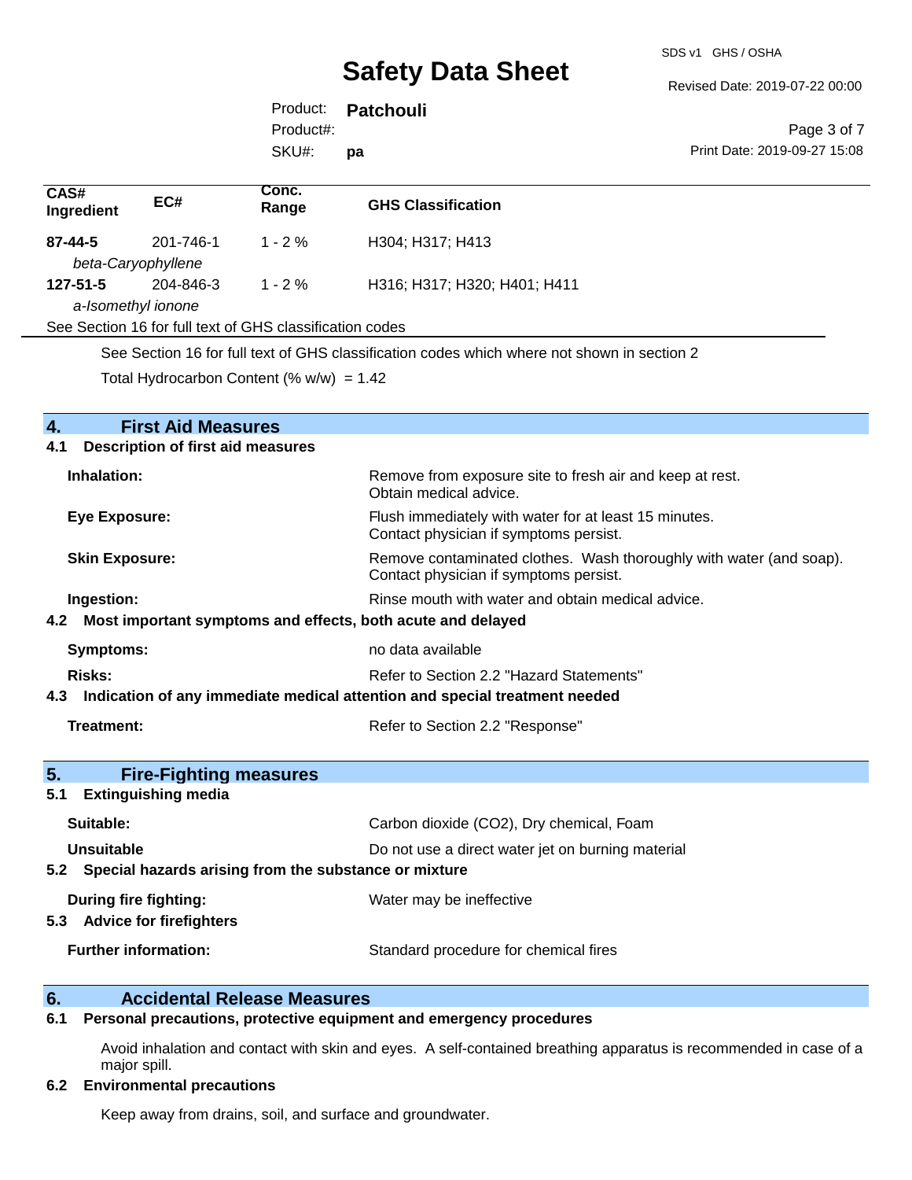| CAS# Ingredient | EC# | Conc. Range | GHS Classification |
|---|---|---|---|
| **87-44-5** *beta-Caryophyllene* | 201-746-1 | 1 - 2 % | H304; H317; H413 |
| **127-51-5** *a-Isomethyl ionone* | 204-846-3 | 1 - 2 % | H316; H317; H320; H401; H411 |

See Section 16 for full text of GHS classification codes

See Section 16 for full text of GHS classification codes which where not shown in section 2

Total Hydrocarbon Content (% w/w) = 1.42

## 4. First Aid Measures

### 4.1 Description of first aid measures

**Inhalation:** Remove from exposure site to fresh air and keep at rest. Obtain medical advice.

**Eye Exposure:** Flush immediately with water for at least 15 minutes. Contact physician if symptoms persist.

**Skin Exposure:** Remove contaminated clothes. Wash thoroughly with water (and soap). Contact physician if symptoms persist.

**Ingestion:** Rinse mouth with water and obtain medical advice.

### 4.2 Most important symptoms and effects, both acute and delayed

**Symptoms:** no data available

**Risks:** Refer to Section 2.2 "Hazard Statements"

### 4.3 Indication of any immediate medical attention and special treatment needed

**Treatment:** Refer to Section 2.2 "Response"

## 5. Fire-Fighting measures

### 5.1 Extinguishing media

**Suitable:** Carbon dioxide ($CO_2$), Dry chemical, Foam

**Unsuitable** Do not use a direct water jet on burning material

### 5.2 Special hazards arising from the substance or mixture

**During fire fighting:** Water may be ineffective

### 5.3 Advice for firefighters

**Further information:** Standard procedure for chemical fires

## 6. Accidental Release Measures

### 6.1 Personal precautions, protective equipment and emergency procedures

Avoid inhalation and contact with skin and eyes. A self-contained breathing apparatus is recommended in case of a major spill.

### 6.2 Environmental precautions

Keep away from drains, soil, and surface and groundwater.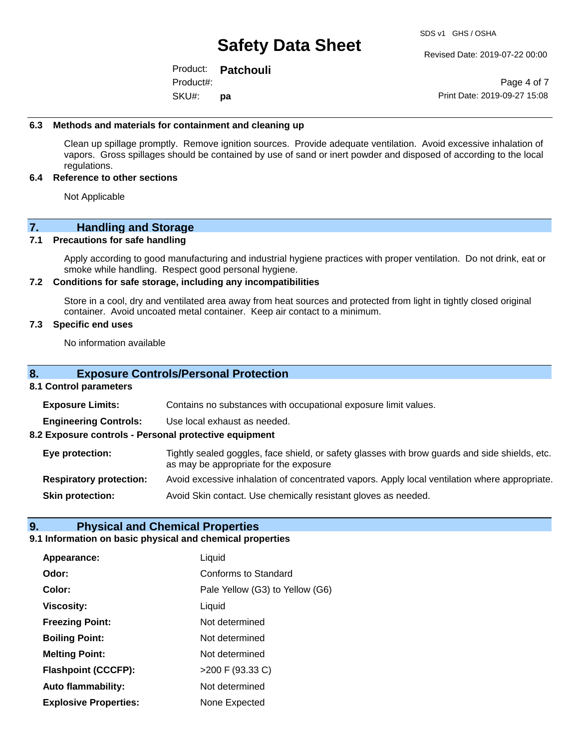### 6.3 Methods and materials for containment and cleaning up

Clean up spillage promptly. Remove ignition sources. Provide adequate ventilation. Avoid excessive inhalation of vapors. Gross spillages should be contained by use of sand or inert powder and disposed of according to the local regulations.

### 6.4 Reference to other sections

Not Applicable

## 7. Handling and Storage

### 7.1 Precautions for safe handling

Apply according to good manufacturing and industrial hygiene practices with proper ventilation. Do not drink, eat or smoke while handling. Respect good personal hygiene.

### 7.2 Conditions for safe storage, including any incompatibilities

Store in a cool, dry and ventilated area away from heat sources and protected from light in tightly closed original container. Avoid uncoated metal container. Keep air contact to a minimum.

### 7.3 Specific end uses

No information available

## 8. Exposure Controls/Personal Protection

### 8.1 Control parameters

**Exposure Limits:** Contains no substances with occupational exposure limit values.

**Engineering Controls:** Use local exhaust as needed.

### 8.2 Exposure controls - Personal protective equipment

**Eye protection:** Tightly sealed goggles, face shield, or safety glasses with brow guards and side shields, etc. as may be appropriate for the exposure

**Respiratory protection:** Avoid excessive inhalation of concentrated vapors. Apply local ventilation where appropriate.

**Skin protection:** Avoid Skin contact. Use chemically resistant gloves as needed.

## 9. Physical and Chemical Properties

### 9.1 Information on basic physical and chemical properties

| | |
|---|---|
| **Appearance:** | Liquid |
| **Odor:** | Conforms to Standard |
| **Color:** | Pale Yellow (G3) to Yellow (G6) |
| **Viscosity:** | Liquid |
| **Freezing Point:** | Not determined |
| **Boiling Point:** | Not determined |
| **Melting Point:** | Not determined |
| **Flashpoint (CCCFP):** | >200 F (93.33 C) |
| **Auto flammability:** | Not determined |
| **Explosive Properties:** | None Expected |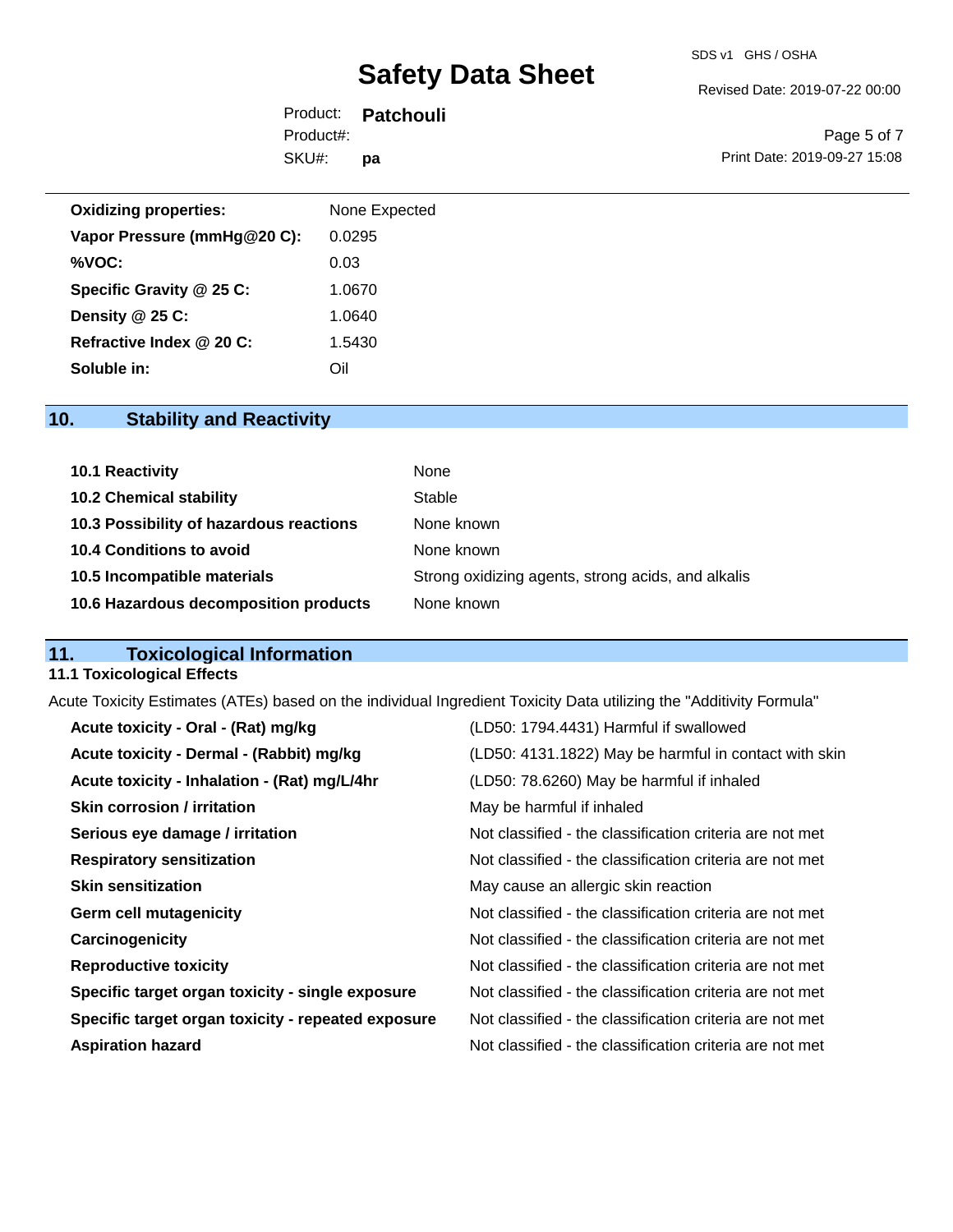| | |
|---|---|
| **Oxidizing properties:** | None Expected |
| **Vapor Pressure (mmHg@20 C):** | 0.0295 |
| **%VOC:** | 0.03 |
| **Specific Gravity @ 25 C:** | 1.0670 |
| **Density @ 25 C:** | 1.0640 |
| **Refractive Index @ 20 C:** | 1.5430 |
| **Soluble in:** | Oil |

## 10. Stability and Reactivity

| | |
|---|---|
| **10.1 Reactivity** | None |
| **10.2 Chemical stability** | Stable |
| **10.3 Possibility of hazardous reactions** | None known |
| **10.4 Conditions to avoid** | None known |
| **10.5 Incompatible materials** | Strong oxidizing agents, strong acids, and alkalis |
| **10.6 Hazardous decomposition products** | None known |

## 11. Toxicological Information

### 11.1 Toxicological Effects

Acute Toxicity Estimates (ATEs) based on the individual Ingredient Toxicity Data utilizing the "Additivity Formula"

| | |
|---|---|
| **Acute toxicity - Oral - (Rat) mg/kg** | (LD50: 1794.4431) Harmful if swallowed |
| **Acute toxicity - Dermal - (Rabbit) mg/kg** | (LD50: 4131.1822) May be harmful in contact with skin |
| **Acute toxicity - Inhalation - (Rat) mg/L/4hr** | (LD50: 78.6260) May be harmful if inhaled |
| **Skin corrosion / irritation** | May be harmful if inhaled |
| **Serious eye damage / irritation** | Not classified - the classification criteria are not met |
| **Respiratory sensitization** | Not classified - the classification criteria are not met |
| **Skin sensitization** | May cause an allergic skin reaction |
| **Germ cell mutagenicity** | Not classified - the classification criteria are not met |
| **Carcinogenicity** | Not classified - the classification criteria are not met |
| **Reproductive toxicity** | Not classified - the classification criteria are not met |
| **Specific target organ toxicity - single exposure** | Not classified - the classification criteria are not met |
| **Specific target organ toxicity - repeated exposure** | Not classified - the classification criteria are not met |
| **Aspiration hazard** | Not classified - the classification criteria are not met |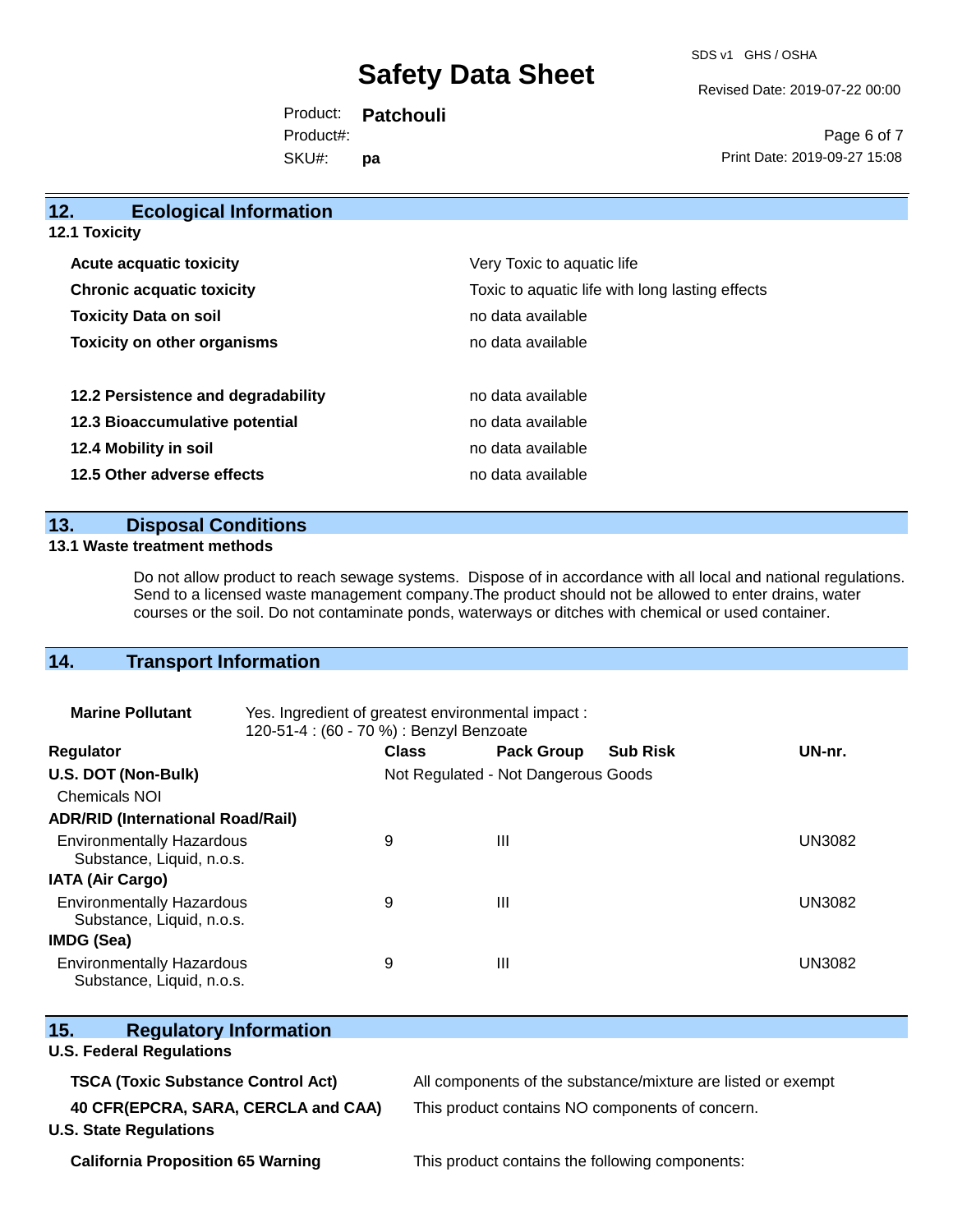## 12. Ecological Information

### 12.1 Toxicity

| | |
|---|---|
| **Acute acquatic toxicity** | Very Toxic to aquatic life |
| **Chronic acquatic toxicity** | Toxic to aquatic life with long lasting effects |
| **Toxicity Data on soil** | no data available |
| **Toxicity on other organisms** | no data available |

| | |
|---|---|
| **12.2 Persistence and degradability** | no data available |
| **12.3 Bioaccumulative potential** | no data available |
| **12.4 Mobility in soil** | no data available |
| **12.5 Other adverse effects** | no data available |

## 13. Disposal Conditions

### 13.1 Waste treatment methods

Do not allow product to reach sewage systems. Dispose of in accordance with all local and national regulations. Send to a licensed waste management company.The product should not be allowed to enter drains, water courses or the soil. Do not contaminate ponds, waterways or ditches with chemical or used container.

## 14. Transport Information

**Marine Pollutant** Yes. Ingredient of greatest environmental impact : 120-51-4 : (60 - 70 %) : Benzyl Benzoate

| Regulator | Class | Pack Group | Sub Risk | UN-nr. |
|---|---|---|---|---|
| **U.S. DOT (Non-Bulk)** | Not Regulated - Not Dangerous Goods | | | |
| Chemicals NOI | | | | |
| **ADR/RID (International Road/Rail)** | | | | |
| Environmentally Hazardous Substance, Liquid, n.o.s. | 9 | III | | UN3082 |
| **IATA (Air Cargo)** | | | | |
| Environmentally Hazardous Substance, Liquid, n.o.s. | 9 | III | | UN3082 |
| **IMDG (Sea)** | | | | |
| Environmentally Hazardous Substance, Liquid, n.o.s. | 9 | III | | UN3082 |

## 15. Regulatory Information

### U.S. Federal Regulations

| | |
|---|---|
| **TSCA (Toxic Substance Control Act)** | All components of the substance/mixture are listed or exempt |
| **40 CFR(EPCRA, SARA, CERCLA and CAA)** | This product contains NO components of concern. |

### U.S. State Regulations

| | |
|---|---|
| **California Proposition 65 Warning** | This product contains the following components: |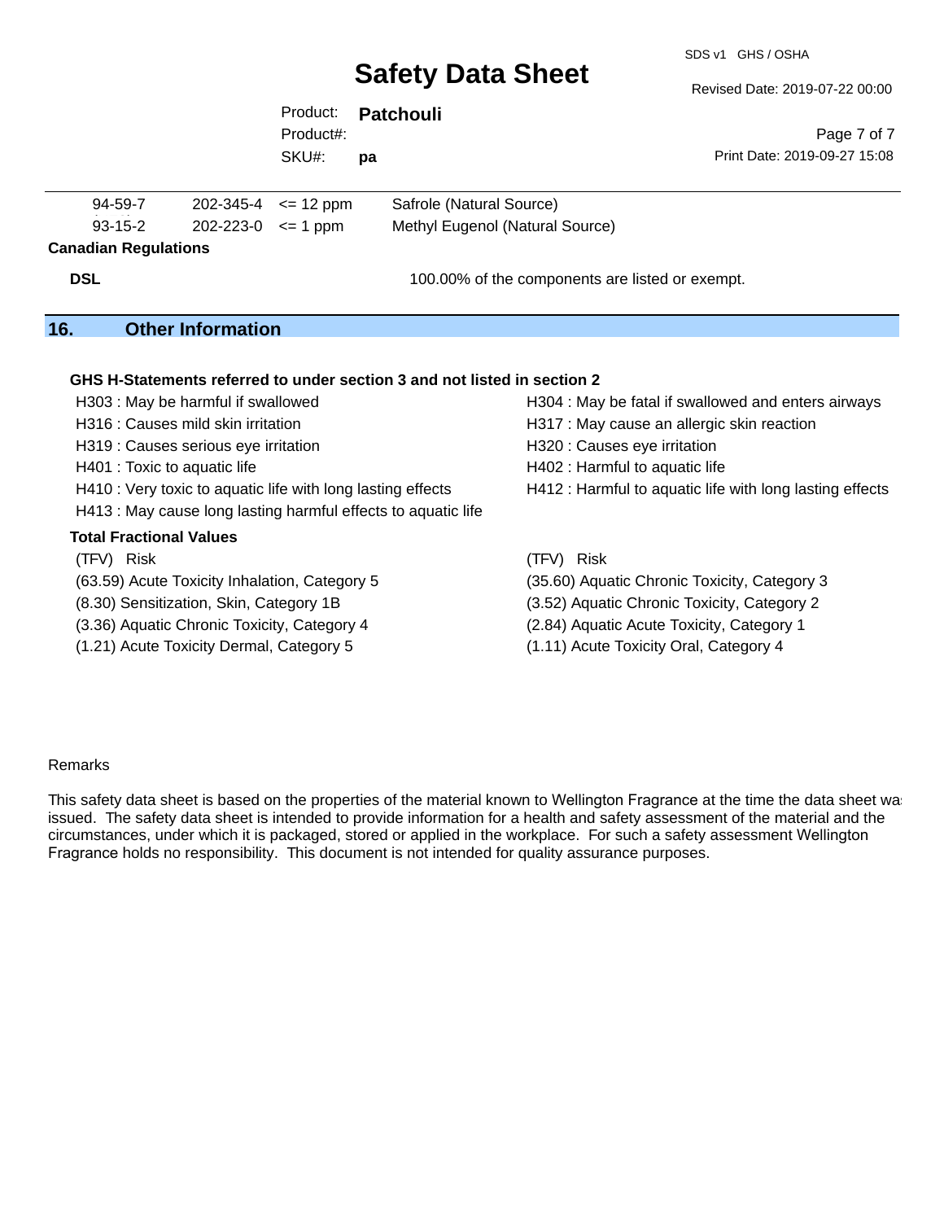| | | | |
|---|---|---|---|
| 94-59-7 | 202-345-4 | <= 12 ppm | Safrole (Natural Source) |
| 93-15-2 | 202-223-0 | <= 1 ppm | Methyl Eugenol (Natural Source) |

**Canadian Regulations**

**DSL** 100.00% of the components are listed or exempt.

## 16. Other Information

**GHS H-Statements referred to under section 3 and not listed in section 2**

H303 : May be harmful if swallowed
H304 : May be fatal if swallowed and enters airways
H316 : Causes mild skin irritation
H317 : May cause an allergic skin reaction
H319 : Causes serious eye irritation
H320 : Causes eye irritation
H401 : Toxic to aquatic life
H402 : Harmful to aquatic life
H410 : Very toxic to aquatic life with long lasting effects
H412 : Harmful to aquatic life with long lasting effects
H413 : May cause long lasting harmful effects to aquatic life

**Total Fractional Values**

| (TFV) Risk | (TFV) Risk |
|---|---|
| (63.59) Acute Toxicity Inhalation, Category 5 | (35.60) Aquatic Chronic Toxicity, Category 3 |
| (8.30) Sensitization, Skin, Category 1B | (3.52) Aquatic Chronic Toxicity, Category 2 |
| (3.36) Aquatic Chronic Toxicity, Category 4 | (2.84) Aquatic Acute Toxicity, Category 1 |
| (1.21) Acute Toxicity Dermal, Category 5 | (1.11) Acute Toxicity Oral, Category 4 |

Remarks

This safety data sheet is based on the properties of the material known to Wellington Fragrance at the time the data sheet was issued. The safety data sheet is intended to provide information for a health and safety assessment of the material and the circumstances, under which it is packaged, stored or applied in the workplace. For such a safety assessment Wellington Fragrance holds no responsibility. This document is not intended for quality assurance purposes.